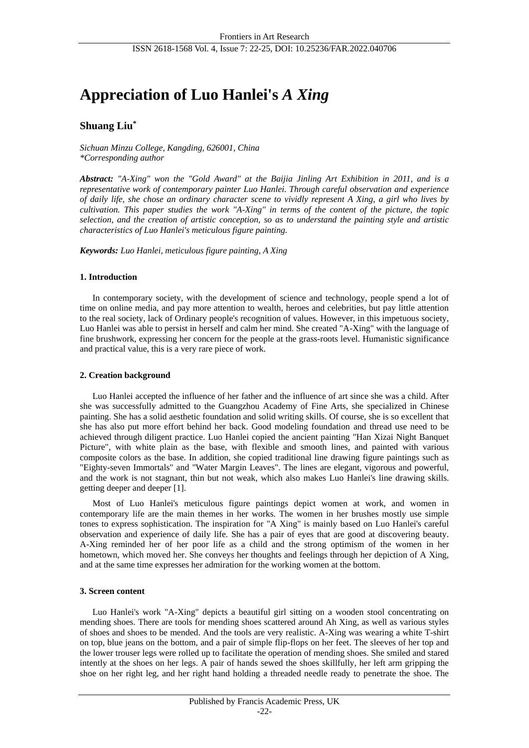# Appreciation of Luo Hanlei's *A Xing*

**Shuang Liu***

*Sichuan Minzu College, Kangding, 626001, China*
*\*Corresponding author*

***Abstract:*** *"A-Xing" won the "Gold Award" at the Baijia Jinling Art Exhibition in 2011, and is a representative work of contemporary painter Luo Hanlei. Through careful observation and experience of daily life, she chose an ordinary character scene to vividly represent A Xing, a girl who lives by cultivation. This paper studies the work "A-Xing" in terms of the content of the picture, the topic selection, and the creation of artistic conception, so as to understand the painting style and artistic characteristics of Luo Hanlei's meticulous figure painting.*

***Keywords:*** *Luo Hanlei, meticulous figure painting, A Xing*

## 1. Introduction

In contemporary society, with the development of science and technology, people spend a lot of time on online media, and pay more attention to wealth, heroes and celebrities, but pay little attention to the real society, lack of Ordinary people's recognition of values. However, in this impetuous society, Luo Hanlei was able to persist in herself and calm her mind. She created "A-Xing" with the language of fine brushwork, expressing her concern for the people at the grass-roots level. Humanistic significance and practical value, this is a very rare piece of work.

## 2. Creation background

Luo Hanlei accepted the influence of her father and the influence of art since she was a child. After she was successfully admitted to the Guangzhou Academy of Fine Arts, she specialized in Chinese painting. She has a solid aesthetic foundation and solid writing skills. Of course, she is so excellent that she has also put more effort behind her back. Good modeling foundation and thread use need to be achieved through diligent practice. Luo Hanlei copied the ancient painting "Han Xizai Night Banquet Picture", with white plain as the base, with flexible and smooth lines, and painted with various composite colors as the base. In addition, she copied traditional line drawing figure paintings such as "Eighty-seven Immortals" and "Water Margin Leaves". The lines are elegant, vigorous and powerful, and the work is not stagnant, thin but not weak, which also makes Luo Hanlei's line drawing skills. getting deeper and deeper [1].

Most of Luo Hanlei's meticulous figure paintings depict women at work, and women in contemporary life are the main themes in her works. The women in her brushes mostly use simple tones to express sophistication. The inspiration for "A Xing" is mainly based on Luo Hanlei's careful observation and experience of daily life. She has a pair of eyes that are good at discovering beauty. A-Xing reminded her of her poor life as a child and the strong optimism of the women in her hometown, which moved her. She conveys her thoughts and feelings through her depiction of A Xing, and at the same time expresses her admiration for the working women at the bottom.

## 3. Screen content

Luo Hanlei's work "A-Xing" depicts a beautiful girl sitting on a wooden stool concentrating on mending shoes. There are tools for mending shoes scattered around Ah Xing, as well as various styles of shoes and shoes to be mended. And the tools are very realistic. A-Xing was wearing a white T-shirt on top, blue jeans on the bottom, and a pair of simple flip-flops on her feet. The sleeves of her top and the lower trouser legs were rolled up to facilitate the operation of mending shoes. She smiled and stared intently at the shoes on her legs. A pair of hands sewed the shoes skillfully, her left arm gripping the shoe on her right leg, and her right hand holding a threaded needle ready to penetrate the shoe. The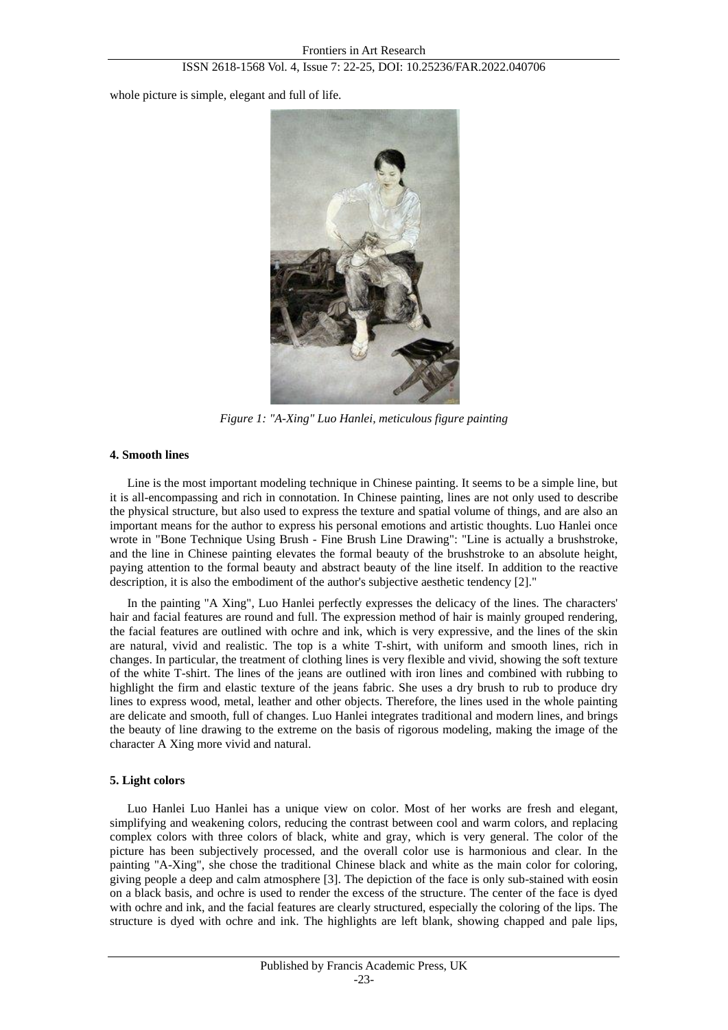whole picture is simple, elegant and full of life.

*Figure 1: "A-Xing" Luo Hanlei, meticulous figure painting*

#### 4. Smooth lines

Line is the most important modeling technique in Chinese painting. It seems to be a simple line, but it is all-encompassing and rich in connotation. In Chinese painting, lines are not only used to describe the physical structure, but also used to express the texture and spatial volume of things, and are also an important means for the author to express his personal emotions and artistic thoughts. Luo Hanlei once wrote in "Bone Technique Using Brush - Fine Brush Line Drawing": "Line is actually a brushstroke, and the line in Chinese painting elevates the formal beauty of the brushstroke to an absolute height, paying attention to the formal beauty and abstract beauty of the line itself. In addition to the reactive description, it is also the embodiment of the author's subjective aesthetic tendency [2]."

In the painting "A Xing", Luo Hanlei perfectly expresses the delicacy of the lines. The characters' hair and facial features are round and full. The expression method of hair is mainly grouped rendering, the facial features are outlined with ochre and ink, which is very expressive, and the lines of the skin are natural, vivid and realistic. The top is a white T-shirt, with uniform and smooth lines, rich in changes. In particular, the treatment of clothing lines is very flexible and vivid, showing the soft texture of the white T-shirt. The lines of the jeans are outlined with iron lines and combined with rubbing to highlight the firm and elastic texture of the jeans fabric. She uses a dry brush to rub to produce dry lines to express wood, metal, leather and other objects. Therefore, the lines used in the whole painting are delicate and smooth, full of changes. Luo Hanlei integrates traditional and modern lines, and brings the beauty of line drawing to the extreme on the basis of rigorous modeling, making the image of the character A Xing more vivid and natural.

#### 5. Light colors

Luo Hanlei Luo Hanlei has a unique view on color. Most of her works are fresh and elegant, simplifying and weakening colors, reducing the contrast between cool and warm colors, and replacing complex colors with three colors of black, white and gray, which is very general. The color of the picture has been subjectively processed, and the overall color use is harmonious and clear. In the painting "A-Xing", she chose the traditional Chinese black and white as the main color for coloring, giving people a deep and calm atmosphere [3]. The depiction of the face is only sub-stained with eosin on a black basis, and ochre is used to render the excess of the structure. The center of the face is dyed with ochre and ink, and the facial features are clearly structured, especially the coloring of the lips. The structure is dyed with ochre and ink. The highlights are left blank, showing chapped and pale lips,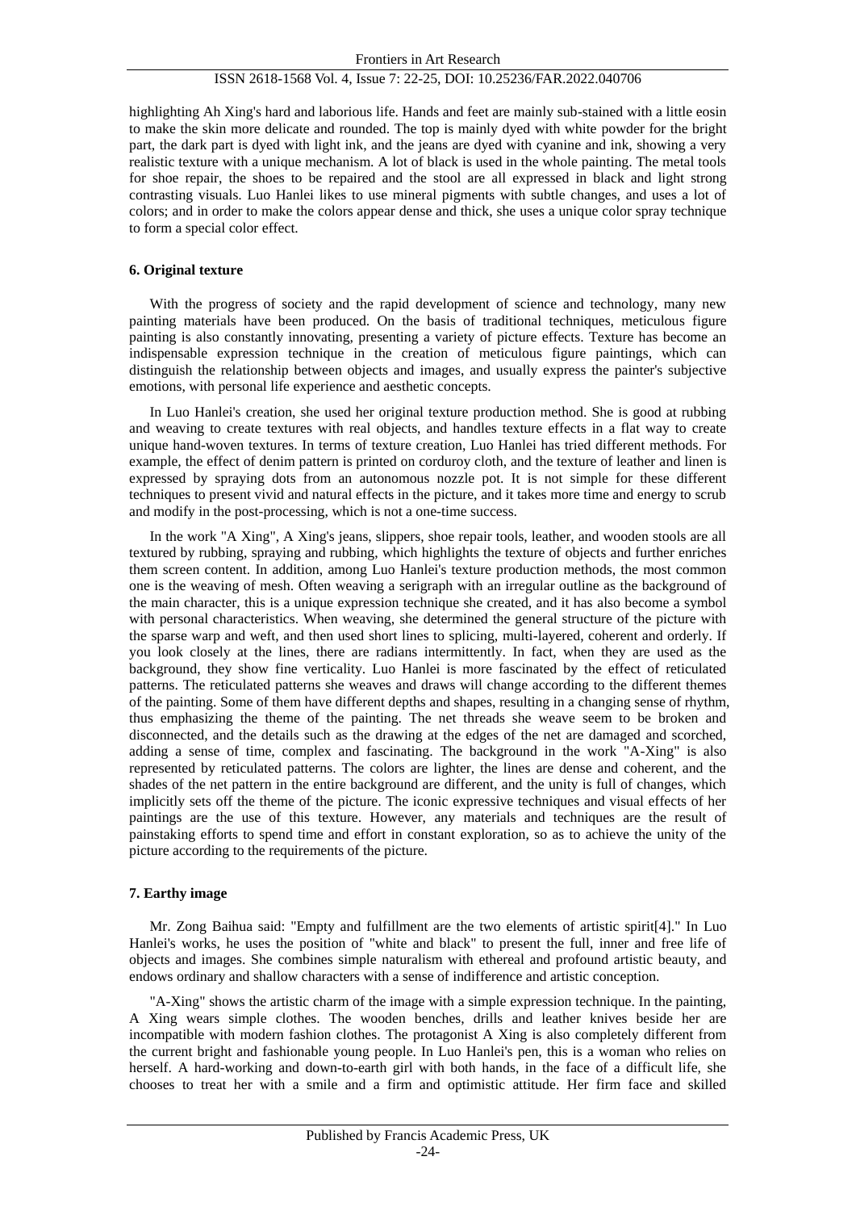highlighting Ah Xing's hard and laborious life. Hands and feet are mainly sub-stained with a little eosin to make the skin more delicate and rounded. The top is mainly dyed with white powder for the bright part, the dark part is dyed with light ink, and the jeans are dyed with cyanine and ink, showing a very realistic texture with a unique mechanism. A lot of black is used in the whole painting. The metal tools for shoe repair, the shoes to be repaired and the stool are all expressed in black and light strong contrasting visuals. Luo Hanlei likes to use mineral pigments with subtle changes, and uses a lot of colors; and in order to make the colors appear dense and thick, she uses a unique color spray technique to form a special color effect.

## 6. Original texture

With the progress of society and the rapid development of science and technology, many new painting materials have been produced. On the basis of traditional techniques, meticulous figure painting is also constantly innovating, presenting a variety of picture effects. Texture has become an indispensable expression technique in the creation of meticulous figure paintings, which can distinguish the relationship between objects and images, and usually express the painter's subjective emotions, with personal life experience and aesthetic concepts.

In Luo Hanlei's creation, she used her original texture production method. She is good at rubbing and weaving to create textures with real objects, and handles texture effects in a flat way to create unique hand-woven textures. In terms of texture creation, Luo Hanlei has tried different methods. For example, the effect of denim pattern is printed on corduroy cloth, and the texture of leather and linen is expressed by spraying dots from an autonomous nozzle pot. It is not simple for these different techniques to present vivid and natural effects in the picture, and it takes more time and energy to scrub and modify in the post-processing, which is not a one-time success.

In the work "A Xing", A Xing's jeans, slippers, shoe repair tools, leather, and wooden stools are all textured by rubbing, spraying and rubbing, which highlights the texture of objects and further enriches them screen content. In addition, among Luo Hanlei's texture production methods, the most common one is the weaving of mesh. Often weaving a serigraph with an irregular outline as the background of the main character, this is a unique expression technique she created, and it has also become a symbol with personal characteristics. When weaving, she determined the general structure of the picture with the sparse warp and weft, and then used short lines to splicing, multi-layered, coherent and orderly. If you look closely at the lines, there are radians intermittently. In fact, when they are used as the background, they show fine verticality. Luo Hanlei is more fascinated by the effect of reticulated patterns. The reticulated patterns she weaves and draws will change according to the different themes of the painting. Some of them have different depths and shapes, resulting in a changing sense of rhythm, thus emphasizing the theme of the painting. The net threads she weave seem to be broken and disconnected, and the details such as the drawing at the edges of the net are damaged and scorched, adding a sense of time, complex and fascinating. The background in the work "A-Xing" is also represented by reticulated patterns. The colors are lighter, the lines are dense and coherent, and the shades of the net pattern in the entire background are different, and the unity is full of changes, which implicitly sets off the theme of the picture. The iconic expressive techniques and visual effects of her paintings are the use of this texture. However, any materials and techniques are the result of painstaking efforts to spend time and effort in constant exploration, so as to achieve the unity of the picture according to the requirements of the picture.

## 7. Earthy image

Mr. Zong Baihua said: "Empty and fulfillment are the two elements of artistic spirit[4]." In Luo Hanlei's works, he uses the position of "white and black" to present the full, inner and free life of objects and images. She combines simple naturalism with ethereal and profound artistic beauty, and endows ordinary and shallow characters with a sense of indifference and artistic conception.

"A-Xing" shows the artistic charm of the image with a simple expression technique. In the painting, A Xing wears simple clothes. The wooden benches, drills and leather knives beside her are incompatible with modern fashion clothes. The protagonist A Xing is also completely different from the current bright and fashionable young people. In Luo Hanlei's pen, this is a woman who relies on herself. A hard-working and down-to-earth girl with both hands, in the face of a difficult life, she chooses to treat her with a smile and a firm and optimistic attitude. Her firm face and skilled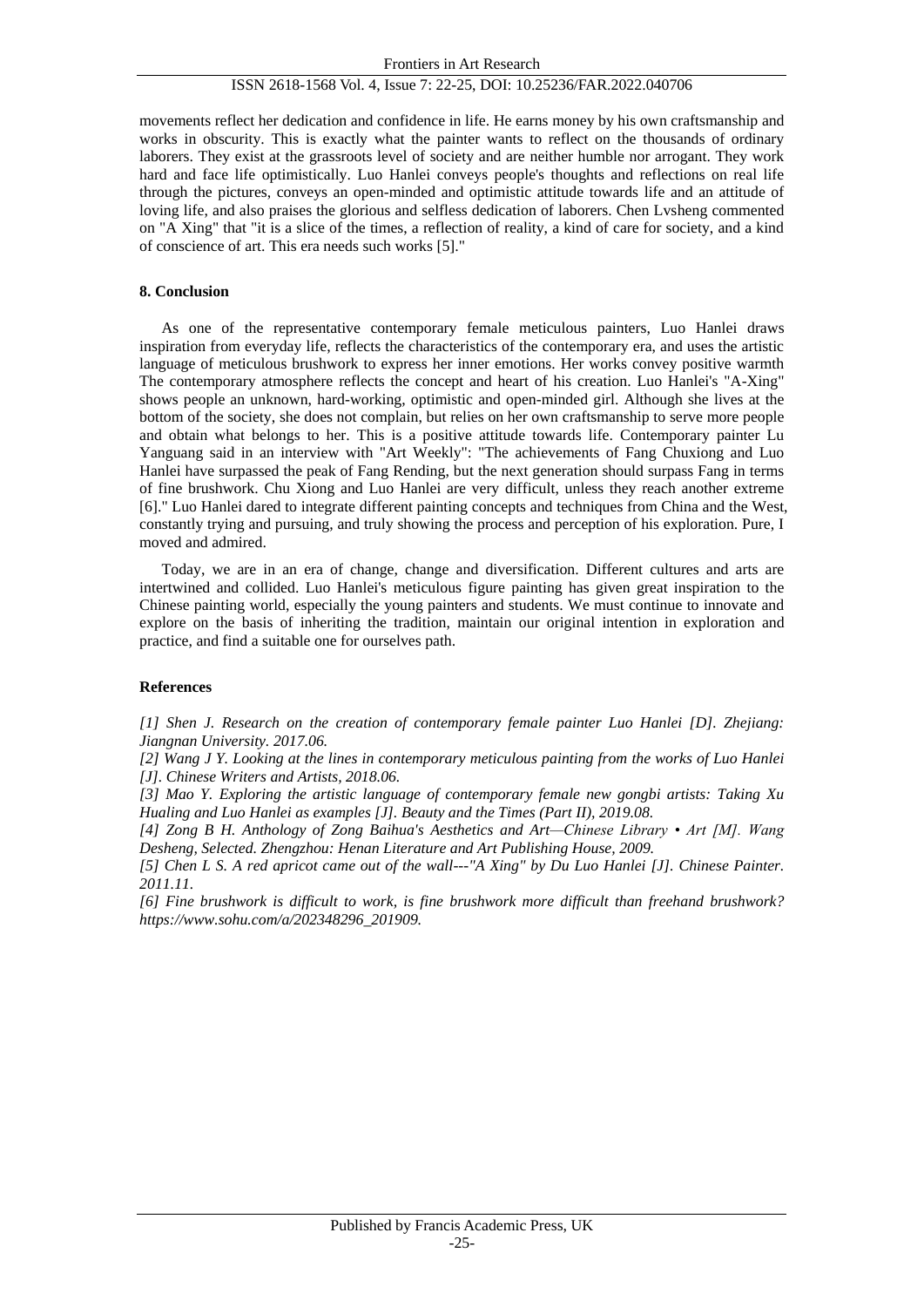movements reflect her dedication and confidence in life. He earns money by his own craftsmanship and works in obscurity. This is exactly what the painter wants to reflect on the thousands of ordinary laborers. They exist at the grassroots level of society and are neither humble nor arrogant. They work hard and face life optimistically. Luo Hanlei conveys people's thoughts and reflections on real life through the pictures, conveys an open-minded and optimistic attitude towards life and an attitude of loving life, and also praises the glorious and selfless dedication of laborers. Chen Lvsheng commented on "A Xing" that "it is a slice of the times, a reflection of reality, a kind of care for society, and a kind of conscience of art. This era needs such works [5]."

## 8. Conclusion

As one of the representative contemporary female meticulous painters, Luo Hanlei draws inspiration from everyday life, reflects the characteristics of the contemporary era, and uses the artistic language of meticulous brushwork to express her inner emotions. Her works convey positive warmth The contemporary atmosphere reflects the concept and heart of his creation. Luo Hanlei's "A-Xing" shows people an unknown, hard-working, optimistic and open-minded girl. Although she lives at the bottom of the society, she does not complain, but relies on her own craftsmanship to serve more people and obtain what belongs to her. This is a positive attitude towards life. Contemporary painter Lu Yanguang said in an interview with "Art Weekly": "The achievements of Fang Chuxiong and Luo Hanlei have surpassed the peak of Fang Rending, but the next generation should surpass Fang in terms of fine brushwork. Chu Xiong and Luo Hanlei are very difficult, unless they reach another extreme [6]." Luo Hanlei dared to integrate different painting concepts and techniques from China and the West, constantly trying and pursuing, and truly showing the process and perception of his exploration. Pure, I moved and admired.

Today, we are in an era of change, change and diversification. Different cultures and arts are intertwined and collided. Luo Hanlei's meticulous figure painting has given great inspiration to the Chinese painting world, especially the young painters and students. We must continue to innovate and explore on the basis of inheriting the tradition, maintain our original intention in exploration and practice, and find a suitable one for ourselves path.

## References

*[1] Shen J. Research on the creation of contemporary female painter Luo Hanlei [D]. Zhejiang: Jiangnan University. 2017.06.*

*[2] Wang J Y. Looking at the lines in contemporary meticulous painting from the works of Luo Hanlei [J]. Chinese Writers and Artists, 2018.06.*

*[3] Mao Y. Exploring the artistic language of contemporary female new gongbi artists: Taking Xu Hualing and Luo Hanlei as examples [J]. Beauty and the Times (Part II), 2019.08.*

*[4] Zong B H. Anthology of Zong Baihua's Aesthetics and Art—Chinese Library • Art [M]. Wang Desheng, Selected. Zhengzhou: Henan Literature and Art Publishing House, 2009.*

*[5] Chen L S. A red apricot came out of the wall---"A Xing" by Du Luo Hanlei [J]. Chinese Painter. 2011.11.*

*[6] Fine brushwork is difficult to work, is fine brushwork more difficult than freehand brushwork? https://www.sohu.com/a/202348296_201909.*